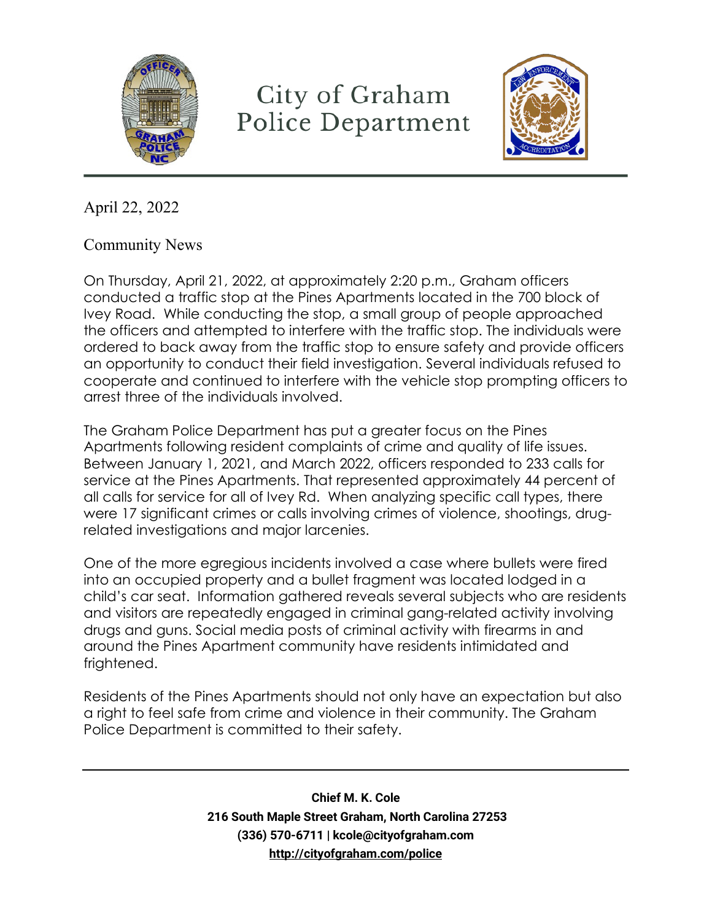# City of Graham Police Department

April 22, 2022

Community News

On Thursday, April 21, 2022, at approximately 2:20 p.m., Graham officers conducted a traffic stop at the Pines Apartments located in the 700 block of Ivey Road. While conducting the stop, a small group of people approached the officers and attempted to interfere with the traffic stop. The individuals were ordered to back away from the traffic stop to ensure safety and provide officers an opportunity to conduct their field investigation. Several individuals refused to cooperate and continued to interfere with the vehicle stop prompting officers to arrest three of the individuals involved.

The Graham Police Department has put a greater focus on the Pines Apartments following resident complaints of crime and quality of life issues. Between January 1, 2021, and March 2022, officers responded to 233 calls for service at the Pines Apartments. That represented approximately 44 percent of all calls for service for all of Ivey Rd. When analyzing specific call types, there were 17 significant crimes or calls involving crimes of violence, shootings, drug-related investigations and major larcenies.

One of the more egregious incidents involved a case where bullets were fired into an occupied property and a bullet fragment was located lodged in a child's car seat. Information gathered reveals several subjects who are residents and visitors are repeatedly engaged in criminal gang-related activity involving drugs and guns. Social media posts of criminal activity with firearms in and around the Pines Apartment community have residents intimidated and frightened.

Residents of the Pines Apartments should not only have an expectation but also a right to feel safe from crime and violence in their community. The Graham Police Department is committed to their safety.

---

**Chief M. K. Cole**
**216 South Maple Street Graham, North Carolina 27253**
**(336) 570-6711 | kcole@cityofgraham.com**
**http://cityofgraham.com/police**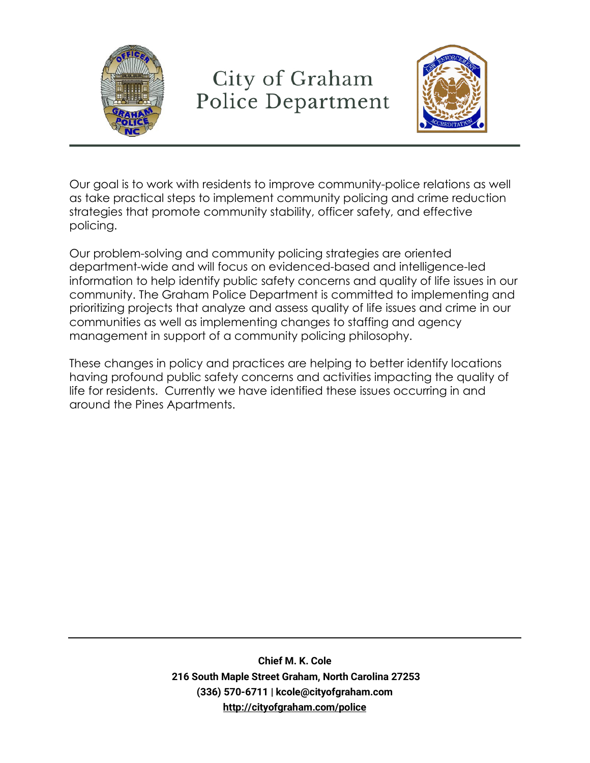# City of Graham Police Department

Our goal is to work with residents to improve community-police relations as well as take practical steps to implement community policing and crime reduction strategies that promote community stability, officer safety, and effective policing.

Our problem-solving and community policing strategies are oriented department-wide and will focus on evidenced-based and intelligence-led information to help identify public safety concerns and quality of life issues in our community. The Graham Police Department is committed to implementing and prioritizing projects that analyze and assess quality of life issues and crime in our communities as well as implementing changes to staffing and agency management in support of a community policing philosophy.

These changes in policy and practices are helping to better identify locations having profound public safety concerns and activities impacting the quality of life for residents. Currently we have identified these issues occurring in and around the Pines Apartments.

**Chief M. K. Cole**
**216 South Maple Street Graham, North Carolina 27253**
**(336) 570-6711 | kcole@cityofgraham.com**
**http://cityofgraham.com/police**